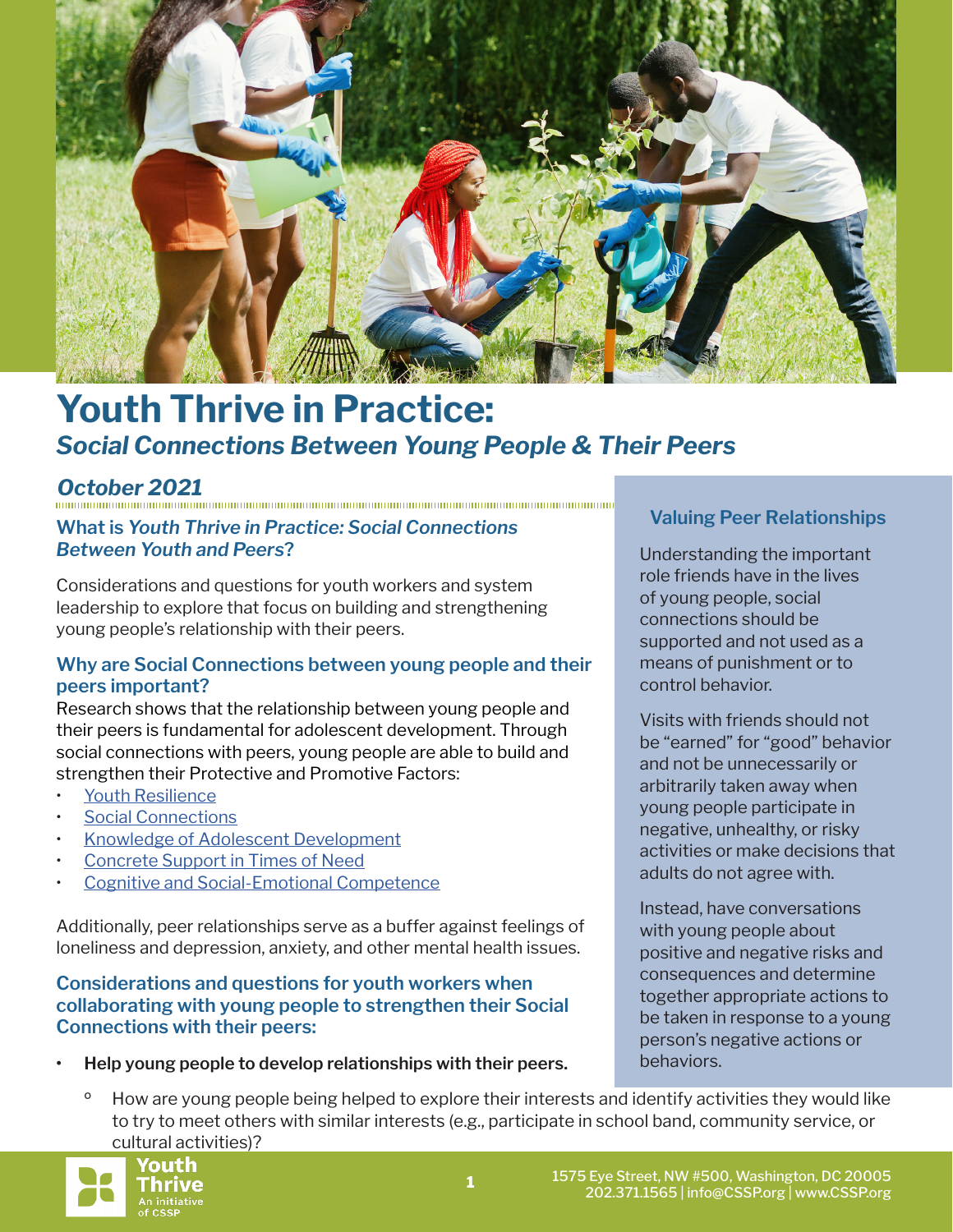# Youth Thrive in Practice:
## *Social Connections Between Young People & Their Peers*

### *October 2021*

### What is *Youth Thrive in Practice: Social Connections Between Youth and Peers*?

Considerations and questions for youth workers and system leadership to explore that focus on building and strengthening young people's relationship with their peers.

### Why are Social Connections between young people and their peers important?

Research shows that the relationship between young people and their peers is fundamental for adolescent development. Through social connections with peers, young people are able to build and strengthen their Protective and Promotive Factors:

- Youth Resilience
- Social Connections
- Knowledge of Adolescent Development
- Concrete Support in Times of Need
- Cognitive and Social-Emotional Competence

Additionally, peer relationships serve as a buffer against feelings of loneliness and depression, anxiety, and other mental health issues.

### Valuing Peer Relationships

Understanding the important role friends have in the lives of young people, social connections should be supported and not used as a means of punishment or to control behavior.

Visits with friends should not be "earned" for "good" behavior and not be unnecessarily or arbitrarily taken away when young people participate in negative, unhealthy, or risky activities or make decisions that adults do not agree with.

Instead, have conversations with young people about positive and negative risks and consequences and determine together appropriate actions to be taken in response to a young person's negative actions or behaviors.

### Considerations and questions for youth workers when collaborating with young people to strengthen their Social Connections with their peers:

- **Help young people to develop relationships with their peers.**
  - How are young people being helped to explore their interests and identify activities they would like to try to meet others with similar interests (e.g., participate in school band, community service, or cultural activities)?

1575 Eye Street, NW #500, Washington, DC 20005
202.371.1565 | info@CSSP.org | www.CSSP.org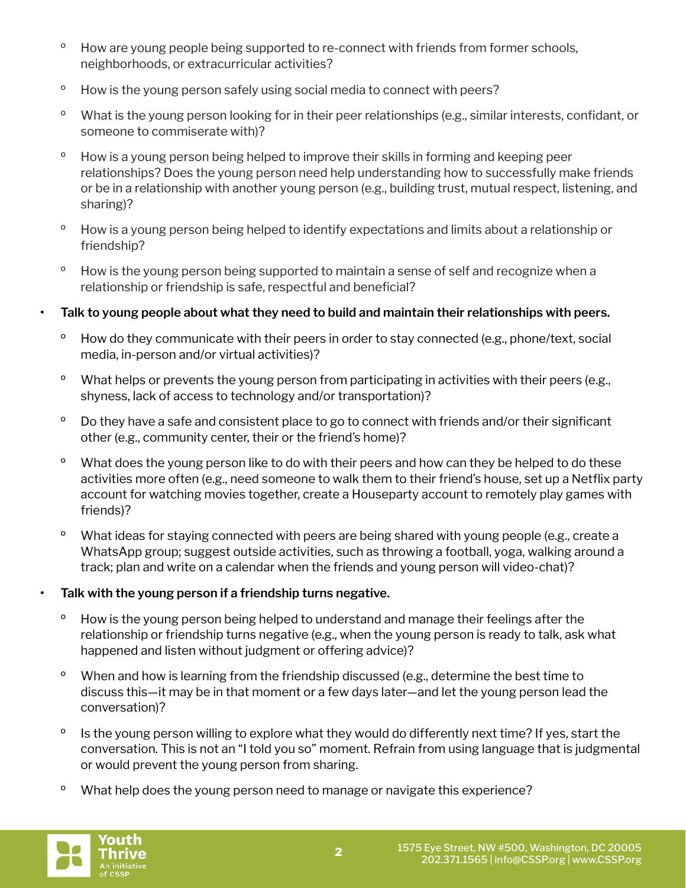- How are young people being supported to re-connect with friends from former schools, neighborhoods, or extracurricular activities?
  - How is the young person safely using social media to connect with peers?
  - What is the young person looking for in their peer relationships (e.g., similar interests, confidant, or someone to commiserate with)?
  - How is a young person being helped to improve their skills in forming and keeping peer relationships? Does the young person need help understanding how to successfully make friends or be in a relationship with another young person (e.g., building trust, mutual respect, listening, and sharing)?
  - How is a young person being helped to identify expectations and limits about a relationship or friendship?
  - How is the young person being supported to maintain a sense of self and recognize when a relationship or friendship is safe, respectful and beneficial?

- **Talk to young people about what they need to build and maintain their relationships with peers.**
  - How do they communicate with their peers in order to stay connected (e.g., phone/text, social media, in-person and/or virtual activities)?
  - What helps or prevents the young person from participating in activities with their peers (e.g., shyness, lack of access to technology and/or transportation)?
  - Do they have a safe and consistent place to go to connect with friends and/or their significant other (e.g., community center, their or the friend's home)?
  - What does the young person like to do with their peers and how can they be helped to do these activities more often (e.g., need someone to walk them to their friend's house, set up a Netflix party account for watching movies together, create a Houseparty account to remotely play games with friends)?
  - What ideas for staying connected with peers are being shared with young people (e.g., create a WhatsApp group; suggest outside activities, such as throwing a football, yoga, walking around a track; plan and write on a calendar when the friends and young person will video-chat)?

- **Talk with the young person if a friendship turns negative.**
  - How is the young person being helped to understand and manage their feelings after the relationship or friendship turns negative (e.g., when the young person is ready to talk, ask what happened and listen without judgment or offering advice)?
  - When and how is learning from the friendship discussed (e.g., determine the best time to discuss this—it may be in that moment or a few days later—and let the young person lead the conversation)?
  - Is the young person willing to explore what they would do differently next time? If yes, start the conversation. This is not an "I told you so" moment. Refrain from using language that is judgmental or would prevent the young person from sharing.
  - What help does the young person need to manage or navigate this experience?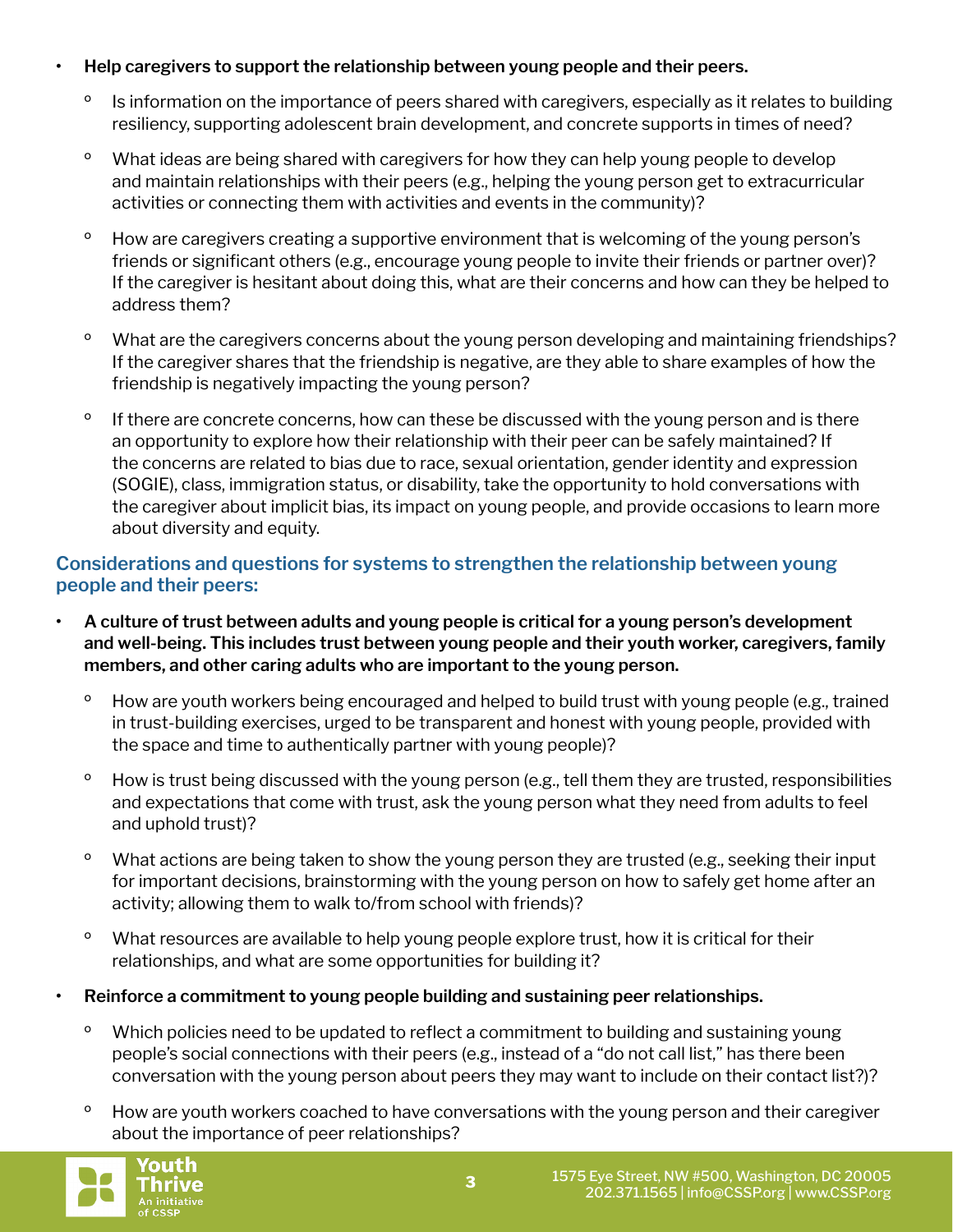- **Help caregivers to support the relationship between young people and their peers.**
  - Is information on the importance of peers shared with caregivers, especially as it relates to building resiliency, supporting adolescent brain development, and concrete supports in times of need?
  - What ideas are being shared with caregivers for how they can help young people to develop and maintain relationships with their peers (e.g., helping the young person get to extracurricular activities or connecting them with activities and events in the community)?
  - How are caregivers creating a supportive environment that is welcoming of the young person's friends or significant others (e.g., encourage young people to invite their friends or partner over)? If the caregiver is hesitant about doing this, what are their concerns and how can they be helped to address them?
  - What are the caregivers concerns about the young person developing and maintaining friendships? If the caregiver shares that the friendship is negative, are they able to share examples of how the friendship is negatively impacting the young person?
  - If there are concrete concerns, how can these be discussed with the young person and is there an opportunity to explore how their relationship with their peer can be safely maintained? If the concerns are related to bias due to race, sexual orientation, gender identity and expression (SOGIE), class, immigration status, or disability, take the opportunity to hold conversations with the caregiver about implicit bias, its impact on young people, and provide occasions to learn more about diversity and equity.

### Considerations and questions for systems to strengthen the relationship between young people and their peers:

- **A culture of trust between adults and young people is critical for a young person's development and well-being. This includes trust between young people and their youth worker, caregivers, family members, and other caring adults who are important to the young person.**
  - How are youth workers being encouraged and helped to build trust with young people (e.g., trained in trust-building exercises, urged to be transparent and honest with young people, provided with the space and time to authentically partner with young people)?
  - How is trust being discussed with the young person (e.g., tell them they are trusted, responsibilities and expectations that come with trust, ask the young person what they need from adults to feel and uphold trust)?
  - What actions are being taken to show the young person they are trusted (e.g., seeking their input for important decisions, brainstorming with the young person on how to safely get home after an activity; allowing them to walk to/from school with friends)?
  - What resources are available to help young people explore trust, how it is critical for their relationships, and what are some opportunities for building it?
- **Reinforce a commitment to young people building and sustaining peer relationships.**
  - Which policies need to be updated to reflect a commitment to building and sustaining young people's social connections with their peers (e.g., instead of a "do not call list," has there been conversation with the young person about peers they may want to include on their contact list?)?
  - How are youth workers coached to have conversations with the young person and their caregiver about the importance of peer relationships?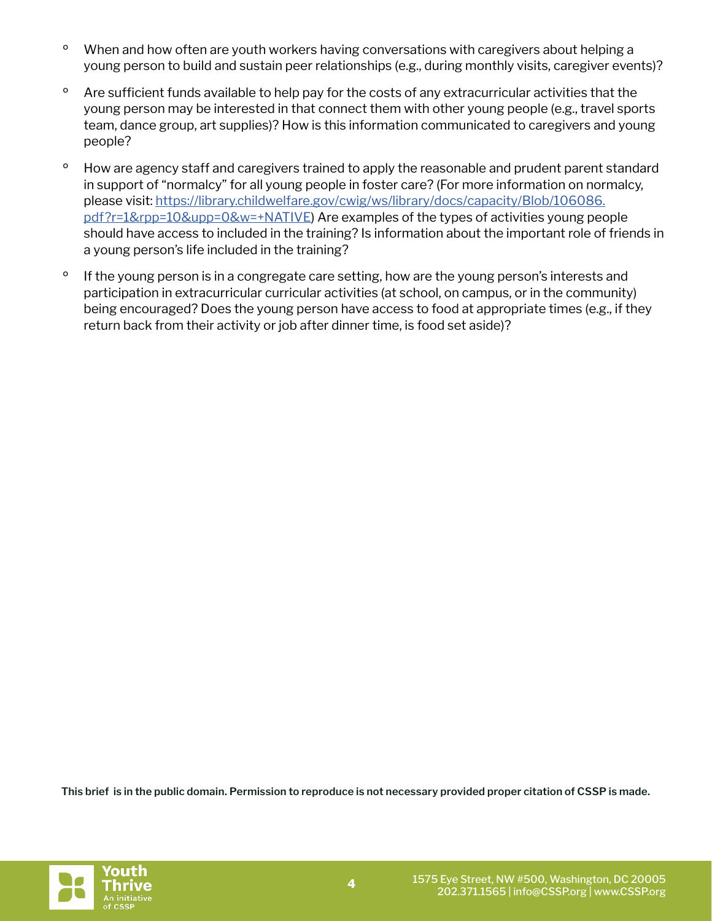- When and how often are youth workers having conversations with caregivers about helping a young person to build and sustain peer relationships (e.g., during monthly visits, caregiver events)?
- Are sufficient funds available to help pay for the costs of any extracurricular activities that the young person may be interested in that connect them with other young people (e.g., travel sports team, dance group, art supplies)? How is this information communicated to caregivers and young people?
- How are agency staff and caregivers trained to apply the reasonable and prudent parent standard in support of "normalcy" for all young people in foster care? (For more information on normalcy, please visit: [https://library.childwelfare.gov/cwig/ws/library/docs/capacity/Blob/106086.pdf?r=1&rpp=10&upp=0&w=+NATIVE](https://library.childwelfare.gov/cwig/ws/library/docs/capacity/Blob/106086.pdf?r=1&rpp=10&upp=0&w=+NATIVE)) Are examples of the types of activities young people should have access to included in the training? Is information about the important role of friends in a young person's life included in the training?
- If the young person is in a congregate care setting, how are the young person's interests and participation in extracurricular curricular activities (at school, on campus, or in the community) being encouraged? Does the young person have access to food at appropriate times (e.g., if they return back from their activity or job after dinner time, is food set aside)?

**This brief is in the public domain. Permission to reproduce is not necessary provided proper citation of CSSP is made.**

Youth Thrive
An initiative of CSSP

1575 Eye Street, NW #500, Washington, DC 20005
202.371.1565 | info@CSSP.org | www.CSSP.org